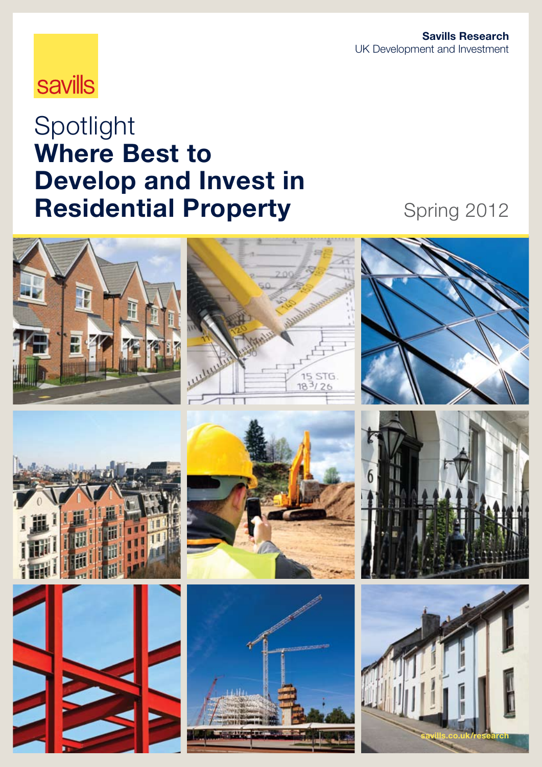savills

**Savills Research**
UK Development and Investment

# Spotlight
# Where Best to Develop and Invest in Residential Property

Spring 2012

savills.co.uk/research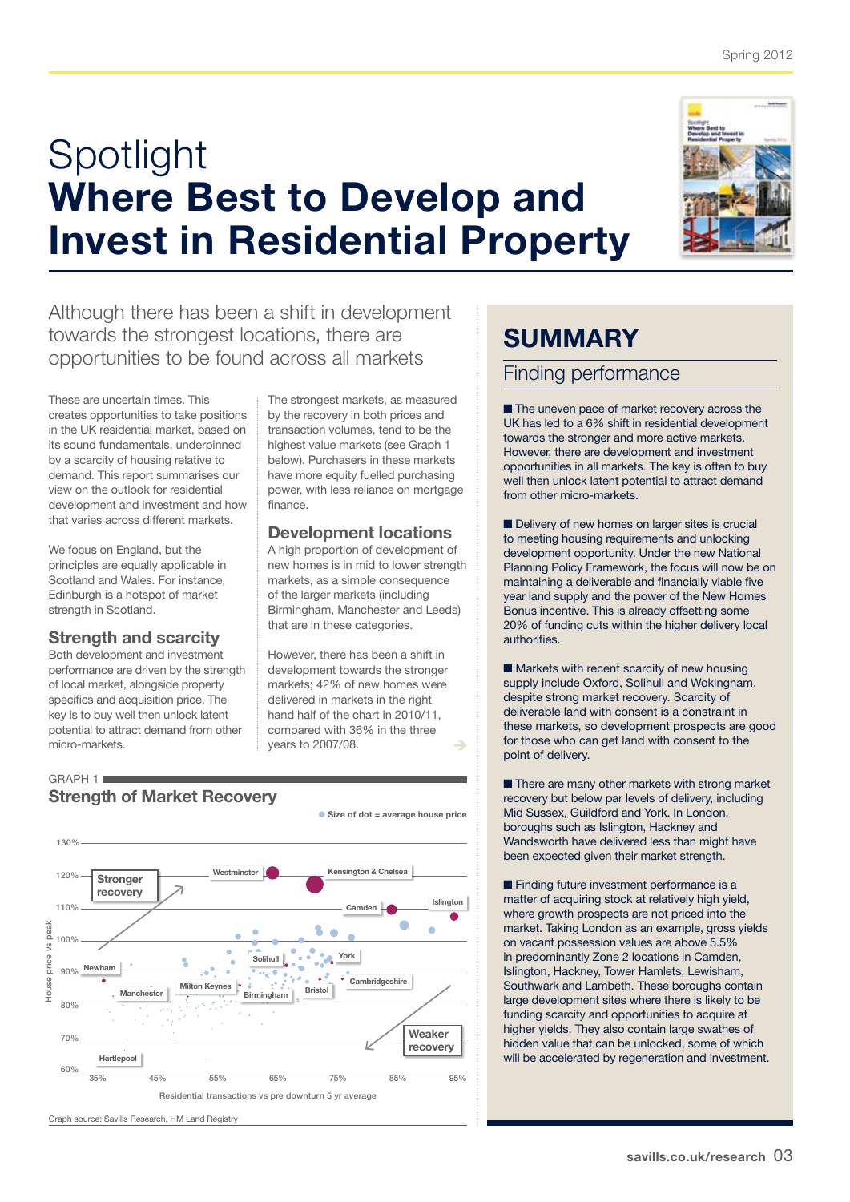# Spotlight
# Where Best to Develop and Invest in Residential Property

Although there has been a shift in development towards the strongest locations, there are opportunities to be found across all markets

These are uncertain times. This creates opportunities to take positions in the UK residential market, based on its sound fundamentals, underpinned by a scarcity of housing relative to demand. This report summarises our view on the outlook for residential development and investment and how that varies across different markets.

We focus on England, but the principles are equally applicable in Scotland and Wales. For instance, Edinburgh is a hotspot of market strength in Scotland.

### Strength and scarcity

Both development and investment performance are driven by the strength of local market, alongside property specifics and acquisition price. The key is to buy well then unlock latent potential to attract demand from other micro-markets.

The strongest markets, as measured by the recovery in both prices and transaction volumes, tend to be the highest value markets (see Graph 1 below). Purchasers in these markets have more equity fuelled purchasing power, with less reliance on mortgage finance.

### Development locations

A high proportion of development of new homes is in mid to lower strength markets, as a simple consequence of the larger markets (including Birmingham, Manchester and Leeds) that are in these categories.

However, there has been a shift in development towards the stronger markets; 42% of new homes were delivered in markets in the right hand half of the chart in 2010/11, compared with 36% in the three years to 2007/08.

GRAPH 1

**Strength of Market Recovery**

● Size of dot = average house price

Y-axis: House price vs peak (60%–130%); X-axis: Residential transactions vs pre downturn 5 yr average (35%–95%). Labels: Stronger recovery, Weaker recovery, Westminster, Kensington & Chelsea, Camden, Islington, Newham, Solihull, York, Manchester, Milton Keynes, Birmingham, Bristol, Cambridgeshire, Hartlepool.

Graph source: Savills Research, HM Land Registry

## SUMMARY

### Finding performance

■ The uneven pace of market recovery across the UK has led to a 6% shift in residential development towards the stronger and more active markets. However, there are development and investment opportunities in all markets. The key is often to buy well then unlock latent potential to attract demand from other micro-markets.

■ Delivery of new homes on larger sites is crucial to meeting housing requirements and unlocking development opportunity. Under the new National Planning Policy Framework, the focus will now be on maintaining a deliverable and financially viable five year land supply and the power of the New Homes Bonus incentive. This is already offsetting some 20% of funding cuts within the higher delivery local authorities.

■ Markets with recent scarcity of new housing supply include Oxford, Solihull and Wokingham, despite strong market recovery. Scarcity of deliverable land with consent is a constraint in these markets, so development prospects are good for those who can get land with consent to the point of delivery.

■ There are many other markets with strong market recovery but below par levels of delivery, including Mid Sussex, Guildford and York. In London, boroughs such as Islington, Hackney and Wandsworth have delivered less than might have been expected given their market strength.

■ Finding future investment performance is a matter of acquiring stock at relatively high yield, where growth prospects are not priced into the market. Taking London as an example, gross yields on vacant possession values are above 5.5% in predominantly Zone 2 locations in Camden, Islington, Hackney, Tower Hamlets, Lewisham, Southwark and Lambeth. These boroughs contain large development sites where there is likely to be funding scarcity and opportunities to acquire at higher yields. They also contain large swathes of hidden value that can be unlocked, some of which will be accelerated by regeneration and investment.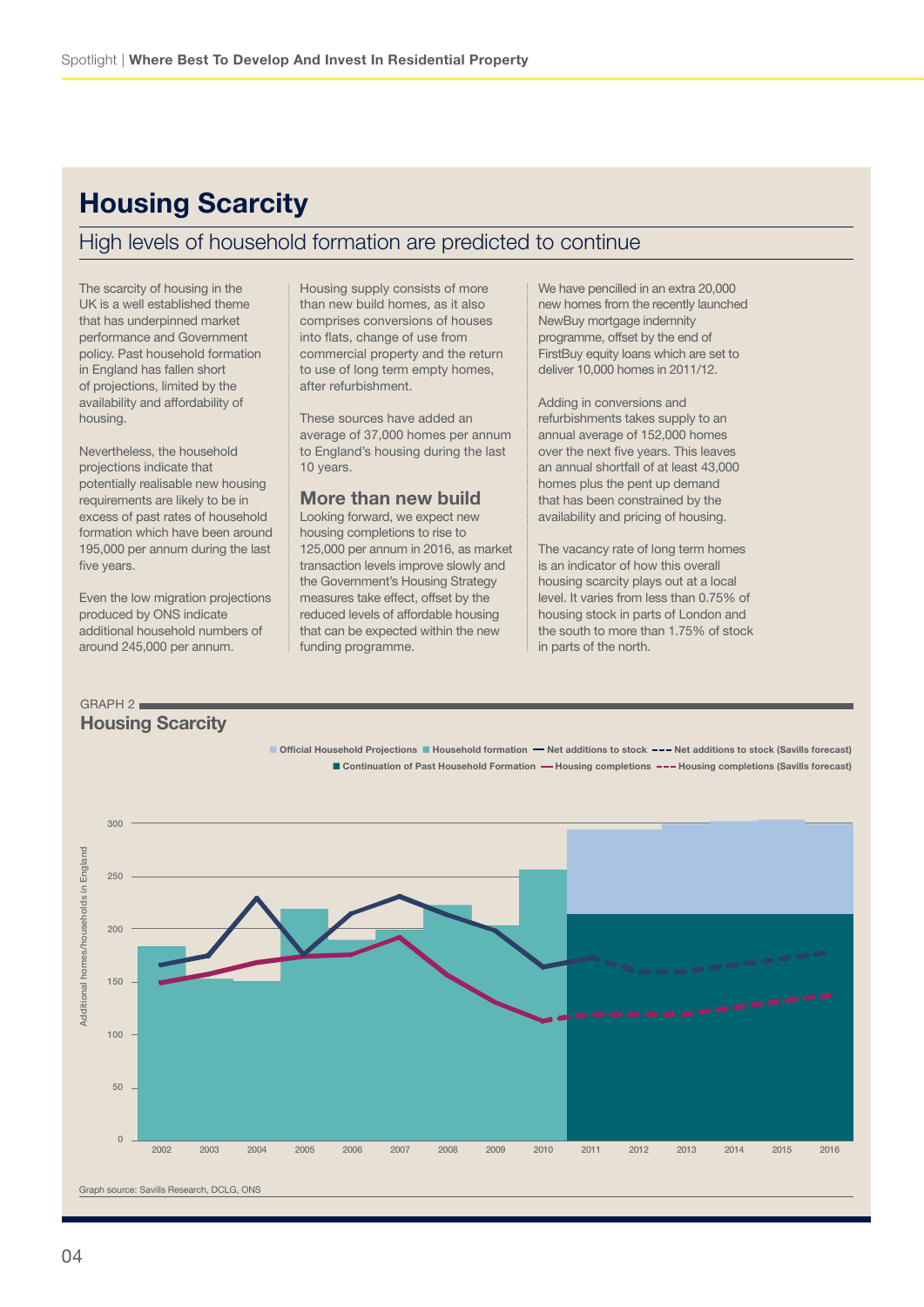# Housing Scarcity

## High levels of household formation are predicted to continue

The scarcity of housing in the UK is a well established theme that has underpinned market performance and Government policy. Past household formation in England has fallen short of projections, limited by the availability and affordability of housing.

Nevertheless, the household projections indicate that potentially realisable new housing requirements are likely to be in excess of past rates of household formation which have been around 195,000 per annum during the last five years.

Even the low migration projections produced by ONS indicate additional household numbers of around 245,000 per annum.

Housing supply consists of more than new build homes, as it also comprises conversions of houses into flats, change of use from commercial property and the return to use of long term empty homes, after refurbishment.

These sources have added an average of 37,000 homes per annum to England's housing during the last 10 years.

### More than new build

Looking forward, we expect new housing completions to rise to 125,000 per annum in 2016, as market transaction levels improve slowly and the Government's Housing Strategy measures take effect, offset by the reduced levels of affordable housing that can be expected within the new funding programme.

We have pencilled in an extra 20,000 new homes from the recently launched NewBuy mortgage indemnity programme, offset by the end of FirstBuy equity loans which are set to deliver 10,000 homes in 2011/12.

Adding in conversions and refurbishments takes supply to an annual average of 152,000 homes over the next five years. This leaves an annual shortfall of at least 43,000 homes plus the pent up demand that has been constrained by the availability and pricing of housing.

The vacancy rate of long term homes is an indicator of how this overall housing scarcity plays out at a local level. It varies from less than 0.75% of housing stock in parts of London and the south to more than 1.75% of stock in parts of the north.

GRAPH 2

**Housing Scarcity**

Legend: Official Household Projections; Household formation; Net additions to stock; Net additions to stock (Savills forecast); Continuation of Past Household Formation; Housing completions; Housing completions (Savills forecast)

Y-axis: Additional homes/households in England (0–300); X-axis: 2002–2016

Graph source: Savills Research, DCLG, ONS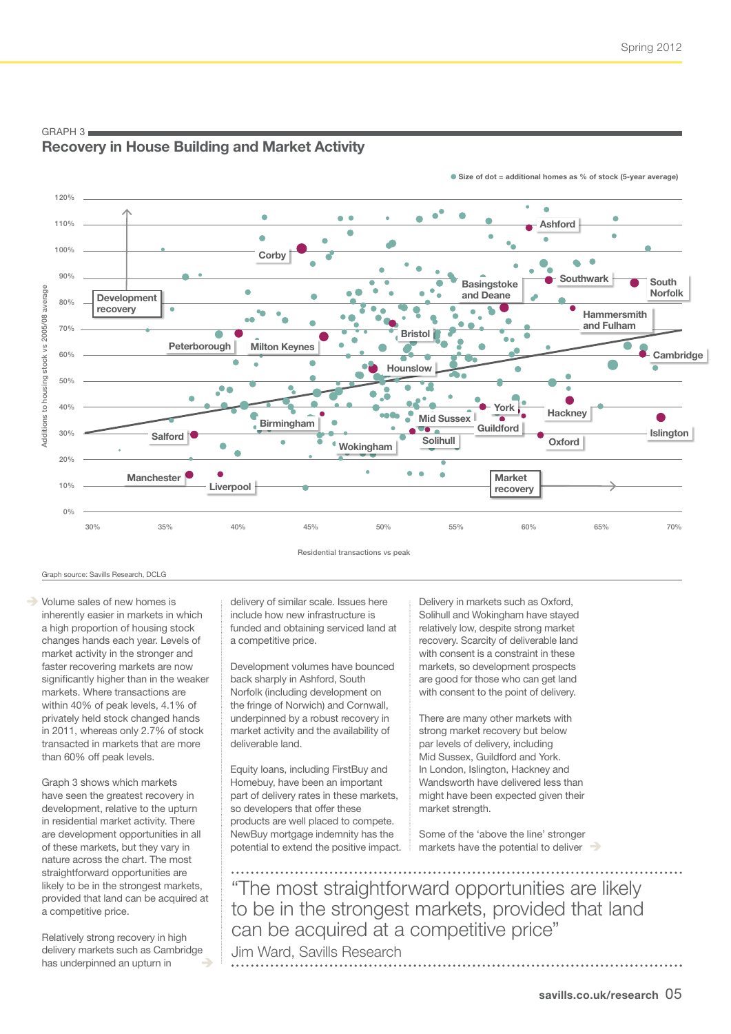GRAPH 3

## Recovery in House Building and Market Activity

Size of dot = additional homes as % of stock (5-year average)

Additions to housing stock vs 2005/08 average

Residential transactions vs peak

Development recovery

Market recovery

Corby, Ashford, Basingstoke and Deane, Southwark, South Norfolk, Hammersmith and Fulham, Peterborough, Milton Keynes, Bristol, Cambridge, Hounslow, York, Hackney, Mid Sussex, Guildford, Birmingham, Salford, Solihull, Oxford, Islington, Wokingham, Manchester, Liverpool

Graph source: Savills Research, DCLG

Volume sales of new homes is inherently easier in markets in which a high proportion of housing stock changes hands each year. Levels of market activity in the stronger and faster recovering markets are now significantly higher than in the weaker markets. Where transactions are within 40% of peak levels, 4.1% of privately held stock changed hands in 2011, whereas only 2.7% of stock transacted in markets that are more than 60% off peak levels.

Graph 3 shows which markets have seen the greatest recovery in development, relative to the upturn in residential market activity. There are development opportunities in all of these markets, but they vary in nature across the chart. The most straightforward opportunities are likely to be in the strongest markets, provided that land can be acquired at a competitive price.

Relatively strong recovery in high delivery markets such as Cambridge has underpinned an upturn in delivery of similar scale. Issues here include how new infrastructure is funded and obtaining serviced land at a competitive price.

Development volumes have bounced back sharply in Ashford, South Norfolk (including development on the fringe of Norwich) and Cornwall, underpinned by a robust recovery in market activity and the availability of deliverable land.

Equity loans, including FirstBuy and Homebuy, have been an important part of delivery rates in these markets, so developers that offer these products are well placed to compete. NewBuy mortgage indemnity has the potential to extend the positive impact.

Delivery in markets such as Oxford, Solihull and Wokingham have stayed relatively low, despite strong market recovery. Scarcity of deliverable land with consent is a constraint in these markets, so development prospects are good for those who can get land with consent to the point of delivery.

There are many other markets with strong market recovery but below par levels of delivery, including Mid Sussex, Guildford and York. In London, Islington, Hackney and Wandsworth have delivered less than might have been expected given their market strength.

Some of the 'above the line' stronger markets have the potential to deliver

> "The most straightforward opportunities are likely to be in the strongest markets, provided that land can be acquired at a competitive price"
>
> Jim Ward, Savills Research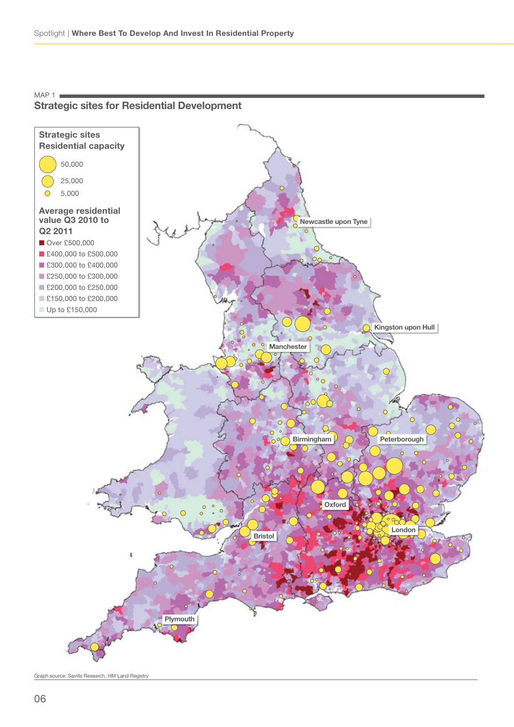MAP 1

## Strategic sites for Residential Development

**Strategic sites Residential capacity**

- 50,000
- 25,000
- 5,000

**Average residential value Q3 2010 to Q2 2011**

- Over £500,000
- £400,000 to £500,000
- £300,000 to £400,000
- £250,000 to £300,000
- £200,000 to £250,000
- £150,000 to £200,000
- Up to £150,000

Newcastle upon Tyne

Kingston upon Hull

Manchester

Birmingham

Peterborough

Oxford

London

Bristol

Plymouth

Graph source: Savills Research, HM Land Registry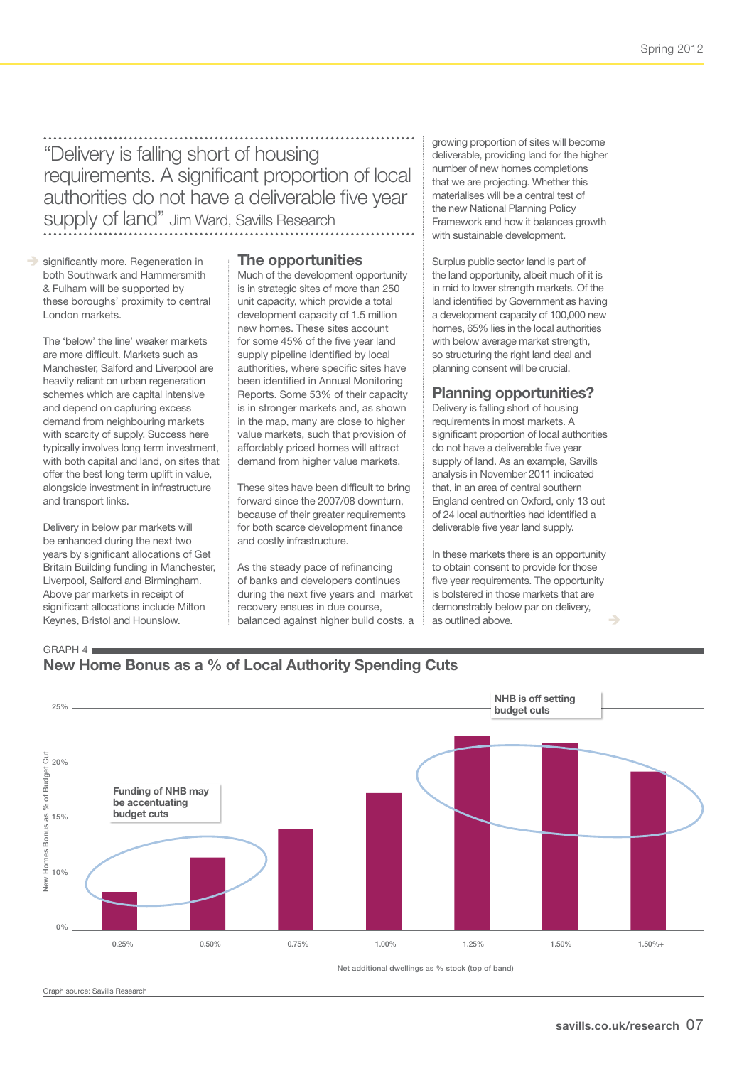> "Delivery is falling short of housing requirements. A significant proportion of local authorities do not have a deliverable five year supply of land" Jim Ward, Savills Research

significantly more. Regeneration in both Southwark and Hammersmith & Fulham will be supported by these boroughs' proximity to central London markets.

The 'below' the line' weaker markets are more difficult. Markets such as Manchester, Salford and Liverpool are heavily reliant on urban regeneration schemes which are capital intensive and depend on capturing excess demand from neighbouring markets with scarcity of supply. Success here typically involves long term investment, with both capital and land, on sites that offer the best long term uplift in value, alongside investment in infrastructure and transport links.

Delivery in below par markets will be enhanced during the next two years by significant allocations of Get Britain Building funding in Manchester, Liverpool, Salford and Birmingham. Above par markets in receipt of significant allocations include Milton Keynes, Bristol and Hounslow.

## The opportunities

Much of the development opportunity is in strategic sites of more than 250 unit capacity, which provide a total development capacity of 1.5 million new homes. These sites account for some 45% of the five year land supply pipeline identified by local authorities, where specific sites have been identified in Annual Monitoring Reports. Some 53% of their capacity is in stronger markets and, as shown in the map, many are close to higher value markets, such that provision of affordably priced homes will attract demand from higher value markets.

These sites have been difficult to bring forward since the 2007/08 downturn, because of their greater requirements for both scarce development finance and costly infrastructure.

As the steady pace of refinancing of banks and developers continues during the next five years and market recovery ensues in due course, balanced against higher build costs, a growing proportion of sites will become deliverable, providing land for the higher number of new homes completions that we are projecting. Whether this materialises will be a central test of the new National Planning Policy Framework and how it balances growth with sustainable development.

Surplus public sector land is part of the land opportunity, albeit much of it is in mid to lower strength markets. Of the land identified by Government as having a development capacity of 100,000 new homes, 65% lies in the local authorities with below average market strength, so structuring the right land deal and planning consent will be crucial.

## Planning opportunities?

Delivery is falling short of housing requirements in most markets. A significant proportion of local authorities do not have a deliverable five year supply of land. As an example, Savills analysis in November 2011 indicated that, in an area of central southern England centred on Oxford, only 13 out of 24 local authorities had identified a deliverable five year land supply.

In these markets there is an opportunity to obtain consent to provide for those five year requirements. The opportunity is bolstered in those markets that are demonstrably below par on delivery, as outlined above.

GRAPH 4

### New Home Bonus as a % of Local Authority Spending Cuts

| Net additional dwellings as % stock (top of band) | New Homes Bonus as % of Budget Cut (approx.) |
|---|---|
| 0.25% | ~8.5% |
| 0.50% | ~11.5% |
| 0.75% | ~14.5% |
| 1.00% | ~17.5% |
| 1.25% | ~22% |
| 1.50% | ~21.5% |
| 1.50%+ | ~19% |

Annotations: "Funding of NHB may be accentuating budget cuts" (0.25%–0.50%); "NHB is off setting budget cuts" (1.25%–1.50%+)

Graph source: Savills Research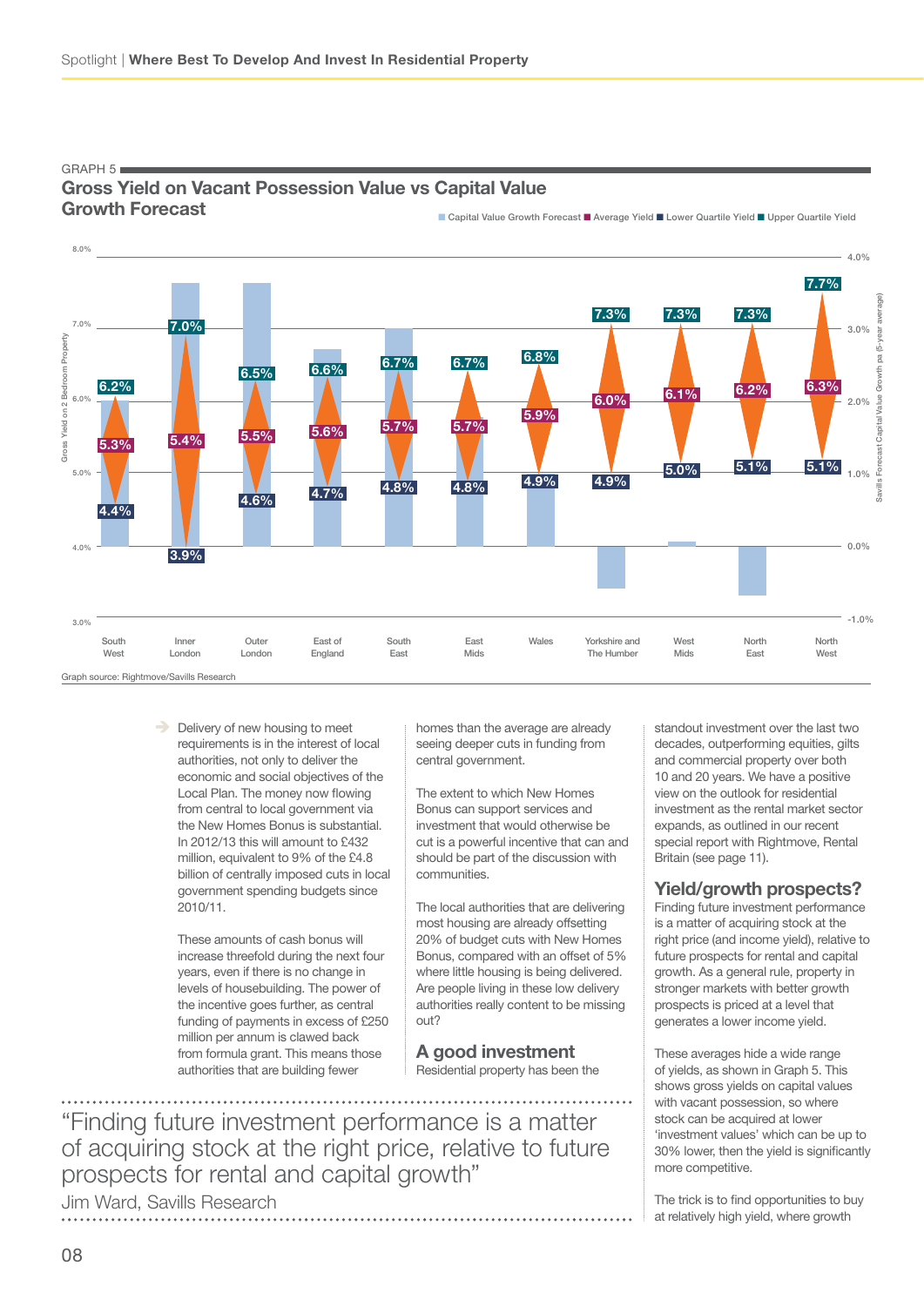GRAPH 5

## Gross Yield on Vacant Possession Value vs Capital Value Growth Forecast

| Region | Upper Quartile Yield | Average Yield | Lower Quartile Yield |
|---|---|---|---|
| South West | 6.2% | 5.3% | 4.4% |
| Inner London | 7.0% | 5.4% | 3.9% |
| Outer London | 6.5% | 5.5% | 4.6% |
| East of England | 6.6% | 5.6% | 4.7% |
| South East | 6.7% | 5.7% | 4.8% |
| East Mids | 6.7% | 5.7% | 4.8% |
| Wales | 6.8% | 5.9% | 4.9% |
| Yorkshire and The Humber | 7.3% | 6.0% | 4.9% |
| West Mids | 7.3% | 6.1% | 5.0% |
| North East | 7.3% | 6.2% | 5.1% |
| North West | 7.7% | 6.3% | 5.1% |

Graph source: Rightmove/Savills Research

Delivery of new housing to meet requirements is in the interest of local authorities, not only to deliver the economic and social objectives of the Local Plan. The money now flowing from central to local government via the New Homes Bonus is substantial. In 2012/13 this will amount to £432 million, equivalent to 9% of the £4.8 billion of centrally imposed cuts in local government spending budgets since 2010/11.

These amounts of cash bonus will increase threefold during the next four years, even if there is no change in levels of housebuilding. The power of the incentive goes further, as central funding of payments in excess of £250 million per annum is clawed back from formula grant. This means those authorities that are building fewer homes than the average are already seeing deeper cuts in funding from central government.

The extent to which New Homes Bonus can support services and investment that would otherwise be cut is a powerful incentive that can and should be part of the discussion with communities.

The local authorities that are delivering most housing are already offsetting 20% of budget cuts with New Homes Bonus, compared with an offset of 5% where little housing is being delivered. Are people living in these low delivery authorities really content to be missing out?

## A good investment

Residential property has been the standout investment over the last two decades, outperforming equities, gilts and commercial property over both 10 and 20 years. We have a positive view on the outlook for residential investment as the rental market sector expands, as outlined in our recent special report with Rightmove, Rental Britain (see page 11).

> "Finding future investment performance is a matter of acquiring stock at the right price, relative to future prospects for rental and capital growth"
>
> Jim Ward, Savills Research

## Yield/growth prospects?

Finding future investment performance is a matter of acquiring stock at the right price (and income yield), relative to future prospects for rental and capital growth. As a general rule, property in stronger markets with better growth prospects is priced at a level that generates a lower income yield.

These averages hide a wide range of yields, as shown in Graph 5. This shows gross yields on capital values with vacant possession, so where stock can be acquired at lower 'investment values' which can be up to 30% lower, then the yield is significantly more competitive.

The trick is to find opportunities to buy at relatively high yield, where growth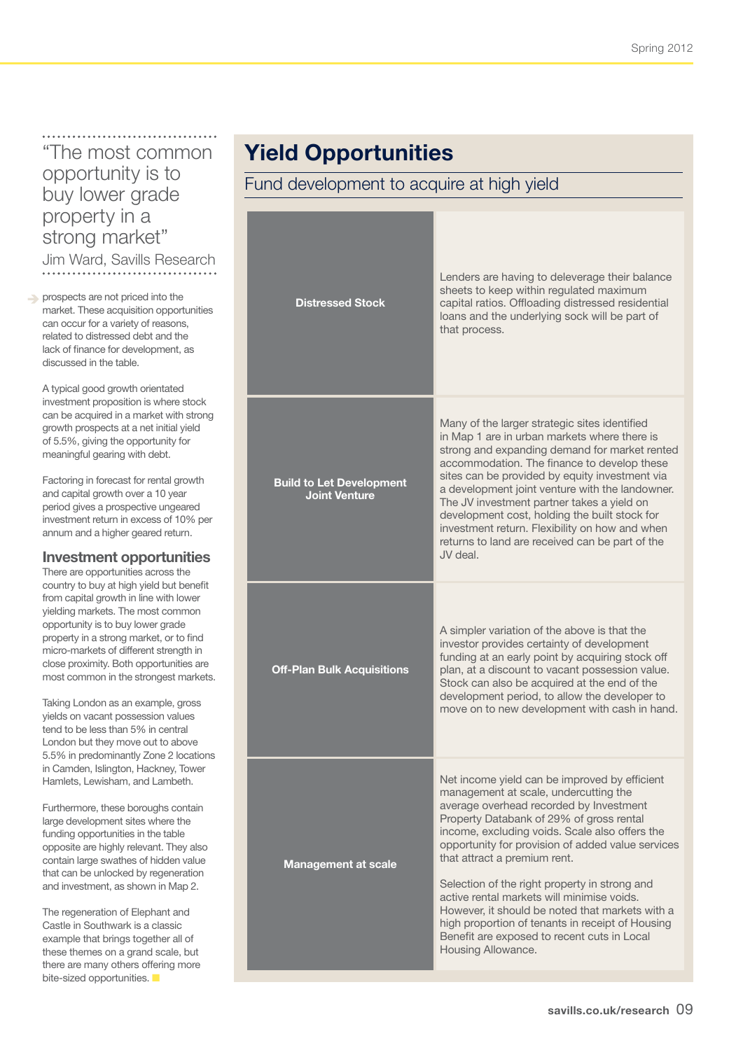> "The most common opportunity is to buy lower grade property in a strong market"
> Jim Ward, Savills Research

prospects are not priced into the market. These acquisition opportunities can occur for a variety of reasons, related to distressed debt and the lack of finance for development, as discussed in the table.

A typical good growth orientated investment proposition is where stock can be acquired in a market with strong growth prospects at a net initial yield of 5.5%, giving the opportunity for meaningful gearing with debt.

Factoring in forecast for rental growth and capital growth over a 10 year period gives a prospective ungeared investment return in excess of 10% per annum and a higher geared return.

### Investment opportunities

There are opportunities across the country to buy at high yield but benefit from capital growth in line with lower yielding markets. The most common opportunity is to buy lower grade property in a strong market, or to find micro-markets of different strength in close proximity. Both opportunities are most common in the strongest markets.

Taking London as an example, gross yields on vacant possession values tend to be less than 5% in central London but they move out to above 5.5% in predominantly Zone 2 locations in Camden, Islington, Hackney, Tower Hamlets, Lewisham, and Lambeth.

Furthermore, these boroughs contain large development sites where the funding opportunities in the table opposite are highly relevant. They also contain large swathes of hidden value that can be unlocked by regeneration and investment, as shown in Map 2.

The regeneration of Elephant and Castle in Southwark is a classic example that brings together all of these themes on a grand scale, but there are many others offering more bite-sized opportunities.

## Yield Opportunities

### Fund development to acquire at high yield

| | |
|---|---|
| **Distressed Stock** | Lenders are having to deleverage their balance sheets to keep within regulated maximum capital ratios. Offloading distressed residential loans and the underlying sock will be part of that process. |
| **Build to Let Development Joint Venture** | Many of the larger strategic sites identified in Map 1 are in urban markets where there is strong and expanding demand for market rented accommodation. The finance to develop these sites can be provided by equity investment via a development joint venture with the landowner. The JV investment partner takes a yield on development cost, holding the built stock for investment return. Flexibility on how and when returns to land are received can be part of the JV deal. |
| **Off-Plan Bulk Acquisitions** | A simpler variation of the above is that the investor provides certainty of development funding at an early point by acquiring stock off plan, at a discount to vacant possession value. Stock can also be acquired at the end of the development period, to allow the developer to move on to new development with cash in hand. |
| **Management at scale** | Net income yield can be improved by efficient management at scale, undercutting the average overhead recorded by Investment Property Databank of 29% of gross rental income, excluding voids. Scale also offers the opportunity for provision of added value services that attract a premium rent.<br><br>Selection of the right property in strong and active rental markets will minimise voids. However, it should be noted that markets with a high proportion of tenants in receipt of Housing Benefit are exposed to recent cuts in Local Housing Allowance. |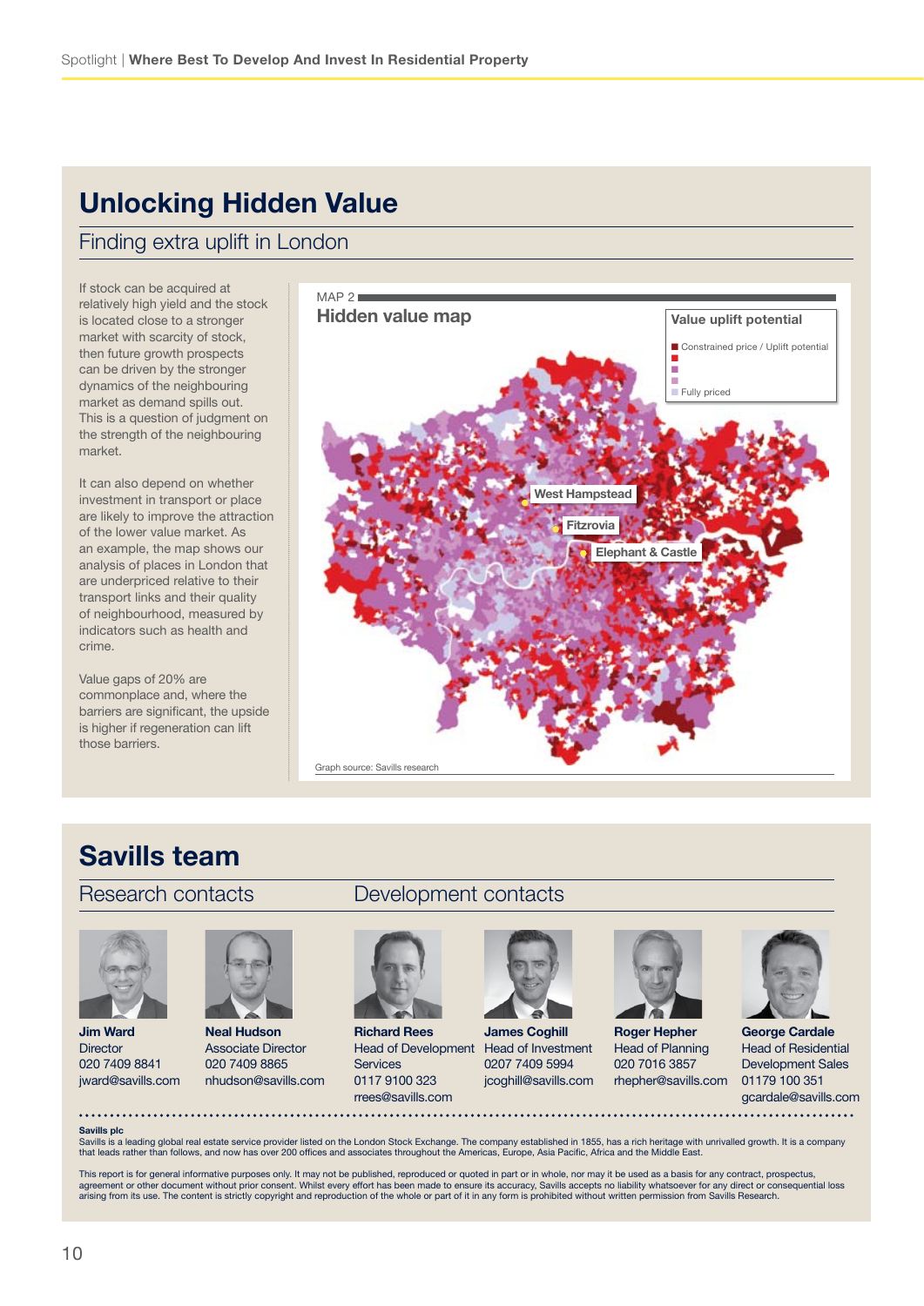# Unlocking Hidden Value

## Finding extra uplift in London

If stock can be acquired at relatively high yield and the stock is located close to a stronger market with scarcity of stock, then future growth prospects can be driven by the stronger dynamics of the neighbouring market as demand spills out. This is a question of judgment on the strength of the neighbouring market.

It can also depend on whether investment in transport or place are likely to improve the attraction of the lower value market. As an example, the map shows our analysis of places in London that are underpriced relative to their transport links and their quality of neighbourhood, measured by indicators such as health and crime.

Value gaps of 20% are commonplace and, where the barriers are significant, the upside is higher if regeneration can lift those barriers.

MAP 2

**Hidden value map**

Value uplift potential

Constrained price / Uplift potential

Fully priced

West Hampstead

Fitzrovia

Elephant & Castle

Graph source: Savills research

# Savills team

## Research contacts

**Jim Ward**
Director
020 7409 8841
jward@savills.com

**Neal Hudson**
Associate Director
020 7409 8865
nhudson@savills.com

## Development contacts

**Richard Rees**
Head of Development Services
0117 9100 323
rrees@savills.com

**James Coghill**
Head of Investment
0207 7409 5994
jcoghill@savills.com

**Roger Hepher**
Head of Planning
020 7016 3857
rhepher@savills.com

**George Cardale**
Head of Residential Development Sales
01179 100 351
gcardale@savills.com

**Savills plc**
Savills is a leading global real estate service provider listed on the London Stock Exchange. The company established in 1855, has a rich heritage with unrivalled growth. It is a company that leads rather than follows, and now has over 200 offices and associates throughout the Americas, Europe, Asia Pacific, Africa and the Middle East.

This report is for general informative purposes only. It may not be published, reproduced or quoted in part or in whole, nor may it be used as a basis for any contract, prospectus, agreement or other document without prior consent. Whilst every effort has been made to ensure its accuracy, Savills accepts no liability whatsoever for any direct or consequential loss arising from its use. The content is strictly copyright and reproduction of the whole or part of it in any form is prohibited without written permission from Savills Research.